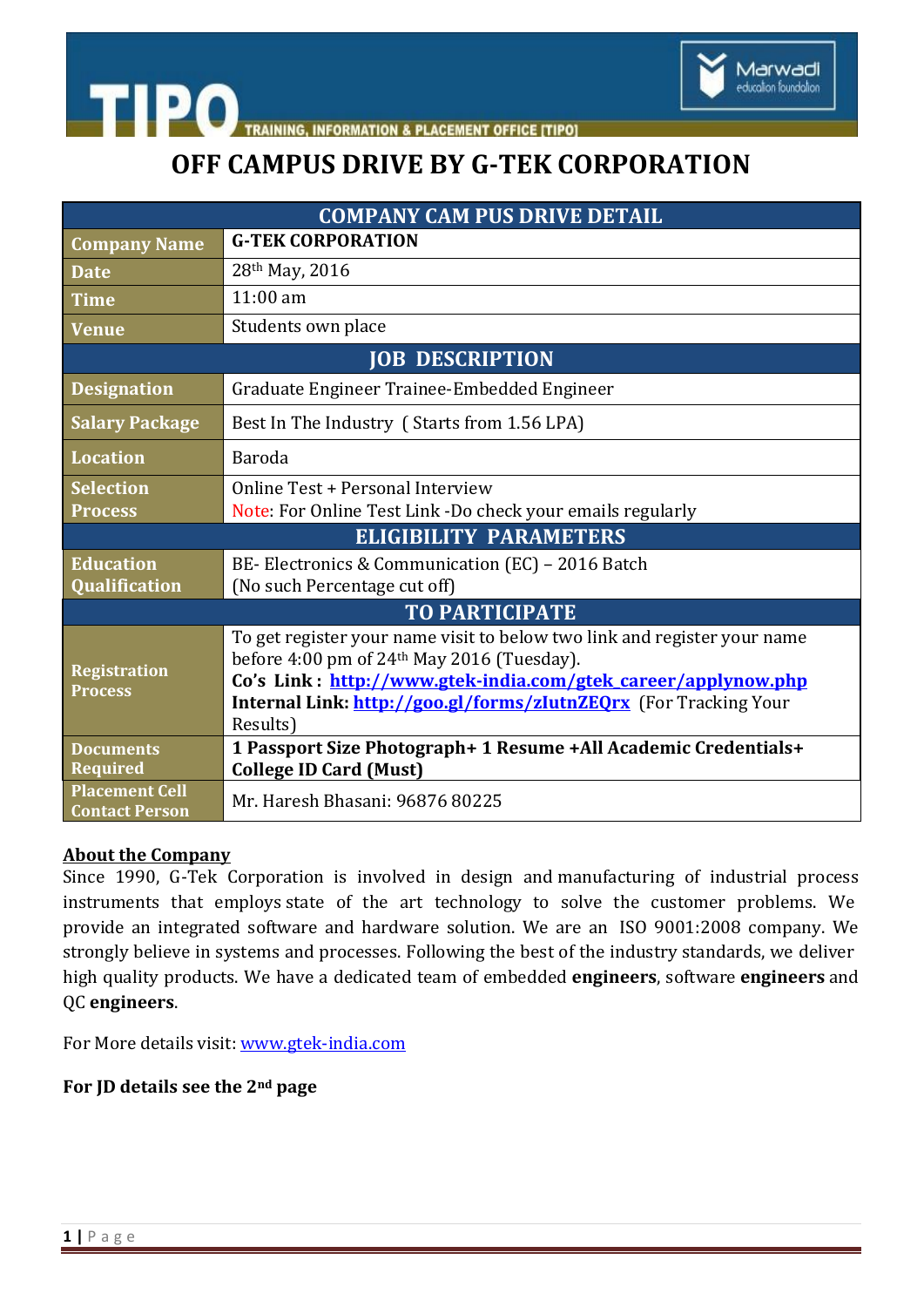# OFF CAMPUS DRIVE BY G-TEK CORPORATION

| COMPANY CAM PUS DRIVE DETAIL | |
|---|---|
| **Company Name** | **G-TEK CORPORATION** |
| **Date** | 28th May, 2016 |
| **Time** | 11:00 am |
| **Venue** | Students own place |
| **JOB DESCRIPTION** | |
| **Designation** | Graduate Engineer Trainee-Embedded Engineer |
| **Salary Package** | Best In The Industry ( Starts from 1.56 LPA) |
| **Location** | Baroda |
| **Selection Process** | Online Test + Personal Interview<br>Note: For Online Test Link -Do check your emails regularly |
| **ELIGIBILITY PARAMETERS** | |
| **Education Qualification** | BE- Electronics & Communication (EC) – 2016 Batch<br>(No such Percentage cut off) |
| **TO PARTICIPATE** | |
| **Registration Process** | To get register your name visit to below two link and register your name before 4:00 pm of 24th May 2016 (Tuesday).<br>**Co's Link : http://www.gtek-india.com/gtek_career/applynow.php**<br>**Internal Link: http://goo.gl/forms/zIutnZEQrx** (For Tracking Your Results) |
| **Documents Required** | **1 Passport Size Photograph+ 1 Resume +All Academic Credentials+ College ID Card (Must)** |
| **Placement Cell Contact Person** | Mr. Haresh Bhasani: 96876 80225 |

**About the Company**

Since 1990, G-Tek Corporation is involved in design and manufacturing of industrial process instruments that employs state of the art technology to solve the customer problems. We provide an integrated software and hardware solution. We are an ISO 9001:2008 company. We strongly believe in systems and processes. Following the best of the industry standards, we deliver high quality products. We have a dedicated team of embedded **engineers**, software **engineers** and QC **engineers**.

For More details visit: www.gtek-india.com

**For JD details see the 2nd page**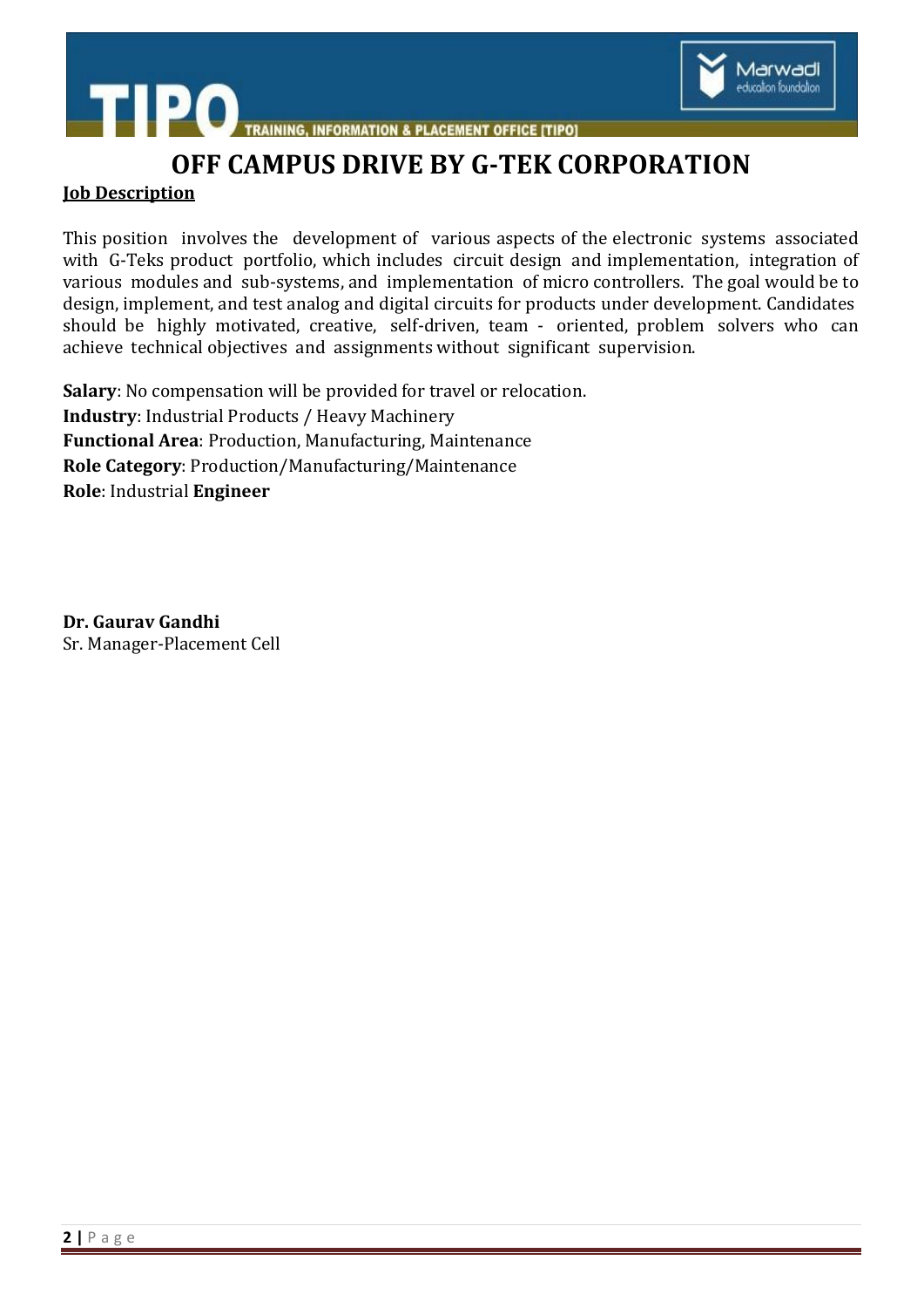# OFF CAMPUS DRIVE BY G-TEK CORPORATION

**Job Description**

This position involves the development of various aspects of the electronic systems associated with G-Teks product portfolio, which includes circuit design and implementation, integration of various modules and sub-systems, and implementation of micro controllers. The goal would be to design, implement, and test analog and digital circuits for products under development. Candidates should be highly motivated, creative, self-driven, team - oriented, problem solvers who can achieve technical objectives and assignments without significant supervision.

**Salary**: No compensation will be provided for travel or relocation.
**Industry**: Industrial Products / Heavy Machinery
**Functional Area**: Production, Manufacturing, Maintenance
**Role Category**: Production/Manufacturing/Maintenance
**Role**: Industrial **Engineer**

**Dr. Gaurav Gandhi**
Sr. Manager-Placement Cell